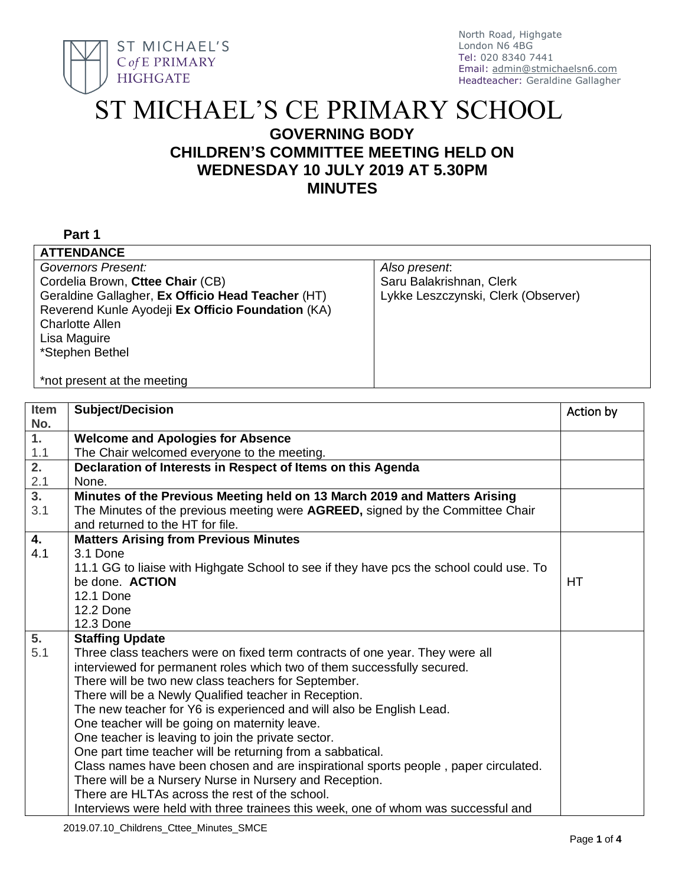ST MICHAEL'S C of E PRIMARY HIGHGATE

North Road, Highgate
London N6 4BG
Tel: 020 8340 7441
Email: admin@stmichaelsn6.com
Headteacher: Geraldine Gallagher

# ST MICHAEL'S CE PRIMARY SCHOOL

## GOVERNING BODY
## CHILDREN'S COMMITTEE MEETING HELD ON WEDNESDAY 10 JULY 2019 AT 5.30PM
## MINUTES

**Part 1**

| **ATTENDANCE** | |
|---|---|
| *Governors Present:*<br>Cordelia Brown, **Cttee Chair** (CB)<br>Geraldine Gallagher, **Ex Officio Head Teacher** (HT)<br>Reverend Kunle Ayodeji **Ex Officio Foundation** (KA)<br>Charlotte Allen<br>Lisa Maguire<br>*Stephen Bethel<br><br>*not present at the meeting | *Also present*:<br>Saru Balakrishnan, Clerk<br>Lykke Leszczynski, Clerk (Observer) |

| Item No. | Subject/Decision | Action by |
|---|---|---|
| **1.** | **Welcome and Apologies for Absence** | |
| 1.1 | The Chair welcomed everyone to the meeting. | |
| **2.** | **Declaration of Interests in Respect of Items on this Agenda** | |
| 2.1 | None. | |
| **3.** | **Minutes of the Previous Meeting held on 13 March 2019 and Matters Arising** | |
| 3.1 | The Minutes of the previous meeting were **AGREED,** signed by the Committee Chair and returned to the HT for file. | |
| **4.** | **Matters Arising from Previous Minutes** | |
| 4.1 | 3.1 Done<br>11.1 GG to liaise with Highgate School to see if they have pcs the school could use. To be done. **ACTION**<br>12.1 Done<br>12.2 Done<br>12.3 Done | HT |
| **5.** | **Staffing Update** | |
| 5.1 | Three class teachers were on fixed term contracts of one year. They were all interviewed for permanent roles which two of them successfully secured.<br>There will be two new class teachers for September.<br>There will be a Newly Qualified teacher in Reception.<br>The new teacher for Y6 is experienced and will also be English Lead.<br>One teacher will be going on maternity leave.<br>One teacher is leaving to join the private sector.<br>One part time teacher will be returning from a sabbatical.<br>Class names have been chosen and are inspirational sports people , paper circulated.<br>There will be a Nursery Nurse in Nursery and Reception.<br>There are HLTAs across the rest of the school.<br>Interviews were held with three trainees this week, one of whom was successful and | |

2019.07.10_Childrens_Cttee_Minutes_SMCE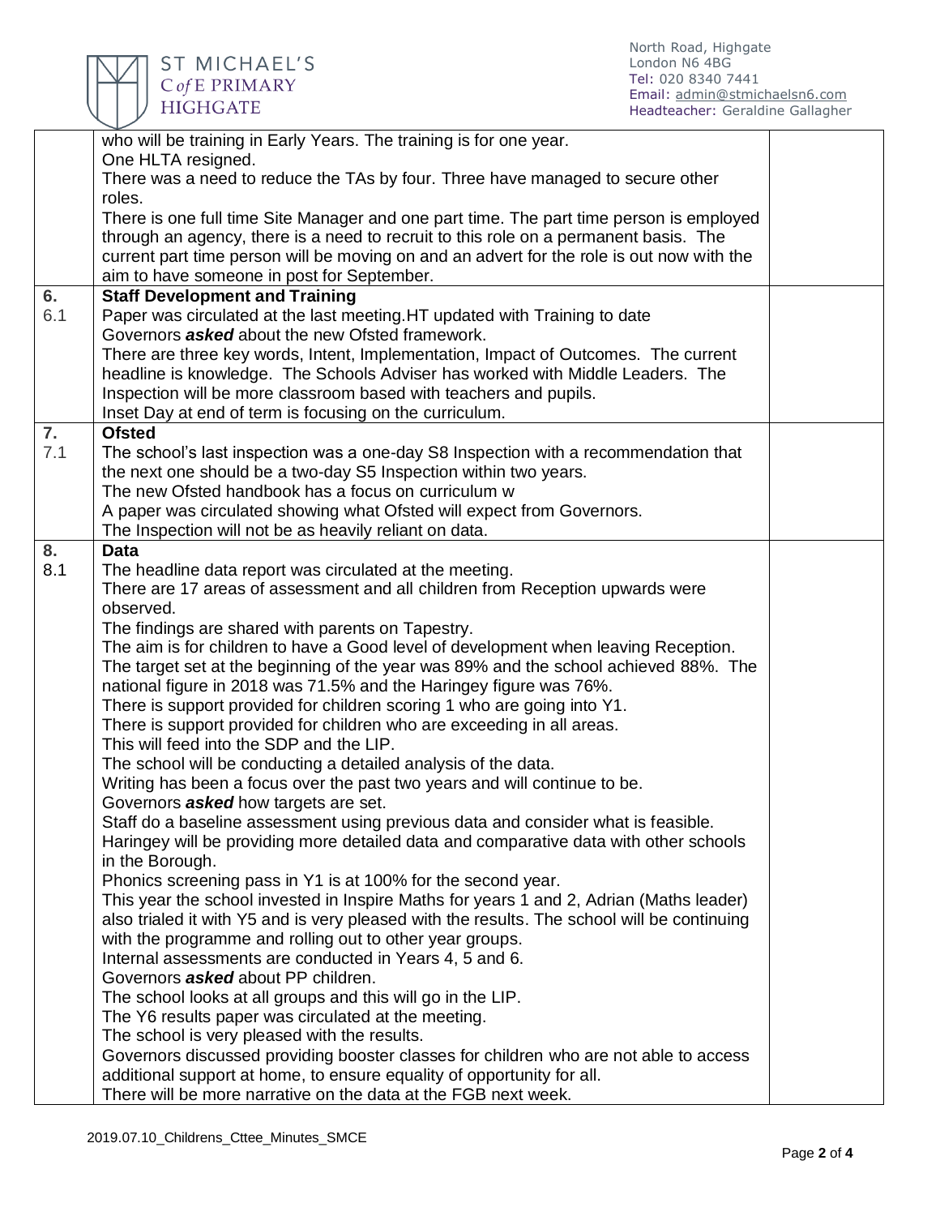| | | |
|---|---|---|
| | who will be training in Early Years. The training is for one year.<br>One HLTA resigned.<br>There was a need to reduce the TAs by four. Three have managed to secure other roles.<br>There is one full time Site Manager and one part time. The part time person is employed through an agency, there is a need to recruit to this role on a permanent basis. The current part time person will be moving on and an advert for the role is out now with the aim to have someone in post for September. | |
| **6.**<br>6.1 | **Staff Development and Training**<br>Paper was circulated at the last meeting.HT updated with Training to date<br>Governors ***asked*** about the new Ofsted framework.<br>There are three key words, Intent, Implementation, Impact of Outcomes. The current headline is knowledge. The Schools Adviser has worked with Middle Leaders. The Inspection will be more classroom based with teachers and pupils.<br>Inset Day at end of term is focusing on the curriculum. | |
| **7.**<br>7.1 | **Ofsted**<br>The school's last inspection was a one-day S8 Inspection with a recommendation that the next one should be a two-day S5 Inspection within two years.<br>The new Ofsted handbook has a focus on curriculum w<br>A paper was circulated showing what Ofsted will expect from Governors.<br>The Inspection will not be as heavily reliant on data. | |
| **8.**<br>8.1 | **Data**<br>The headline data report was circulated at the meeting.<br>There are 17 areas of assessment and all children from Reception upwards were observed.<br>The findings are shared with parents on Tapestry.<br>The aim is for children to have a Good level of development when leaving Reception.<br>The target set at the beginning of the year was 89% and the school achieved 88%. The national figure in 2018 was 71.5% and the Haringey figure was 76%.<br>There is support provided for children scoring 1 who are going into Y1.<br>There is support provided for children who are exceeding in all areas.<br>This will feed into the SDP and the LIP.<br>The school will be conducting a detailed analysis of the data.<br>Writing has been a focus over the past two years and will continue to be.<br>Governors ***asked*** how targets are set.<br>Staff do a baseline assessment using previous data and consider what is feasible.<br>Haringey will be providing more detailed data and comparative data with other schools in the Borough.<br>Phonics screening pass in Y1 is at 100% for the second year.<br>This year the school invested in Inspire Maths for years 1 and 2, Adrian (Maths leader) also trialed it with Y5 and is very pleased with the results. The school will be continuing with the programme and rolling out to other year groups.<br>Internal assessments are conducted in Years 4, 5 and 6.<br>Governors ***asked*** about PP children.<br>The school looks at all groups and this will go in the LIP.<br>The Y6 results paper was circulated at the meeting.<br>The school is very pleased with the results.<br>Governors discussed providing booster classes for children who are not able to access additional support at home, to ensure equality of opportunity for all.<br>There will be more narrative on the data at the FGB next week. | |

2019.07.10_Childrens_Cttee_Minutes_SMCE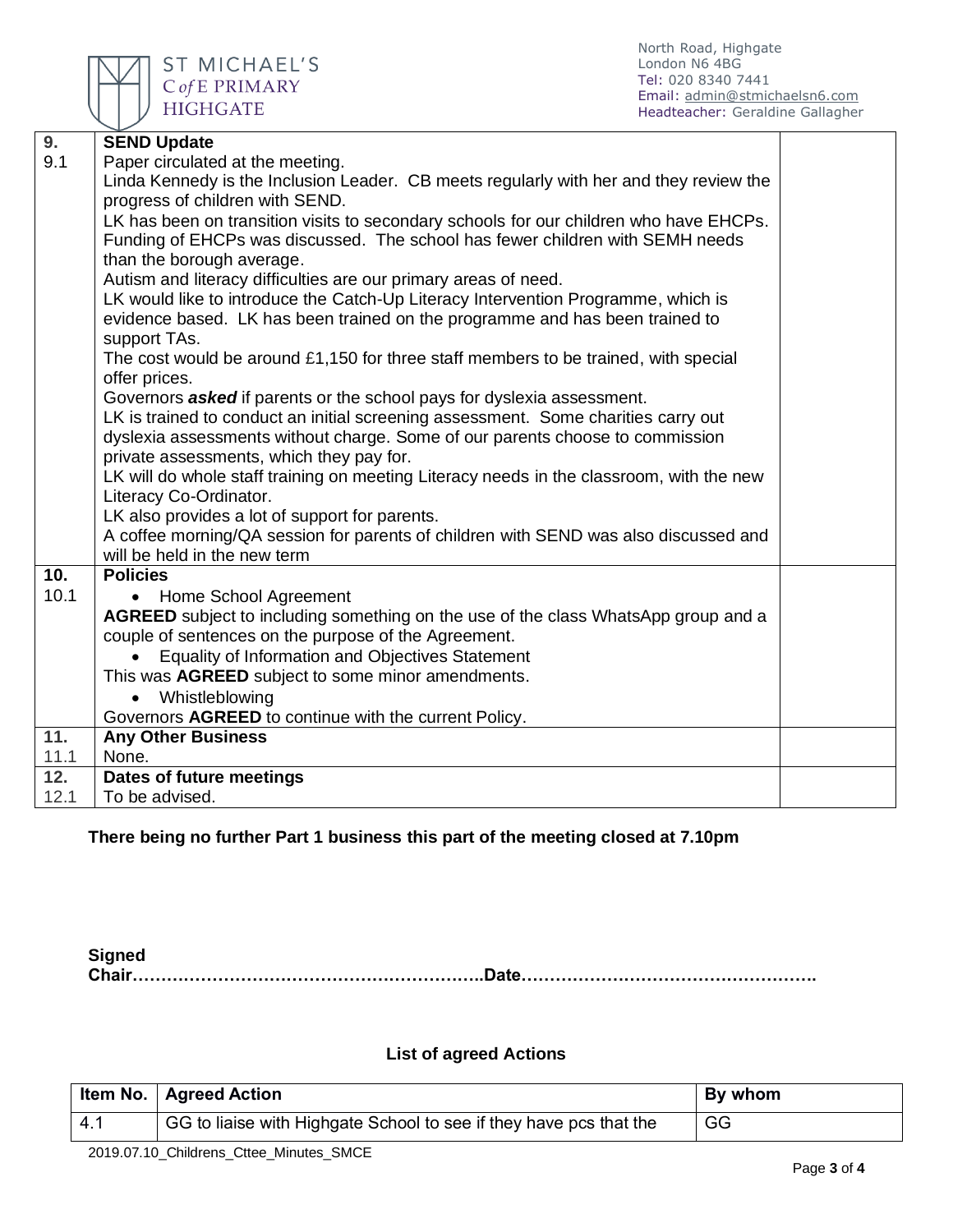| | | |
|---|---|---|
| **9.** | **SEND Update** | |
| 9.1 | Paper circulated at the meeting.<br>Linda Kennedy is the Inclusion Leader. CB meets regularly with her and they review the progress of children with SEND.<br>LK has been on transition visits to secondary schools for our children who have EHCPs. Funding of EHCPs was discussed. The school has fewer children with SEMH needs than the borough average.<br>Autism and literacy difficulties are our primary areas of need.<br>LK would like to introduce the Catch-Up Literacy Intervention Programme, which is evidence based. LK has been trained on the programme and has been trained to support TAs.<br>The cost would be around £1,150 for three staff members to be trained, with special offer prices.<br>Governors ***asked*** if parents or the school pays for dyslexia assessment.<br>LK is trained to conduct an initial screening assessment. Some charities carry out dyslexia assessments without charge. Some of our parents choose to commission private assessments, which they pay for.<br>LK will do whole staff training on meeting Literacy needs in the classroom, with the new Literacy Co-Ordinator.<br>LK also provides a lot of support for parents.<br>A coffee morning/QA session for parents of children with SEND was also discussed and will be held in the new term | |
| **10.** | **Policies** | |
| 10.1 | • Home School Agreement<br>**AGREED** subject to including something on the use of the class WhatsApp group and a couple of sentences on the purpose of the Agreement.<br>• Equality of Information and Objectives Statement<br>This was **AGREED** subject to some minor amendments.<br>• Whistleblowing<br>Governors **AGREED** to continue with the current Policy. | |
| **11.** | **Any Other Business** | |
| 11.1 | None. | |
| **12.** | **Dates of future meetings** | |
| 12.1 | To be advised. | |

**There being no further Part 1 business this part of the meeting closed at 7.10pm**

**Signed**
**Chair……………………………………………………..Date…………………………………………….**

**List of agreed Actions**

| Item No. | Agreed Action | By whom |
|---|---|---|
| 4.1 | GG to liaise with Highgate School to see if they have pcs that the | GG |

2019.07.10_Childrens_Cttee_Minutes_SMCE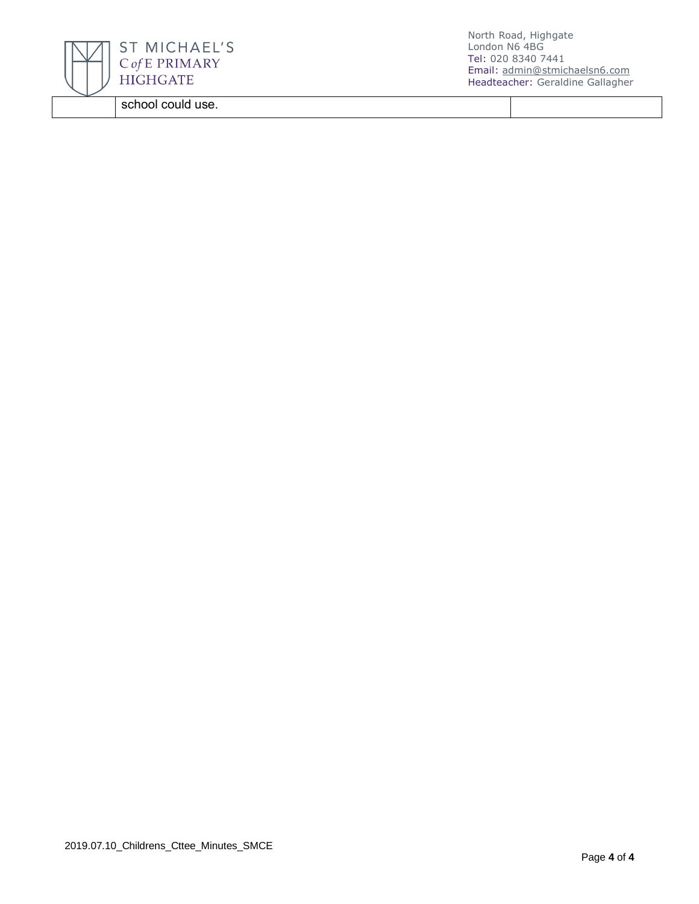| | | |
|---|---|---|
| | school could use. | |